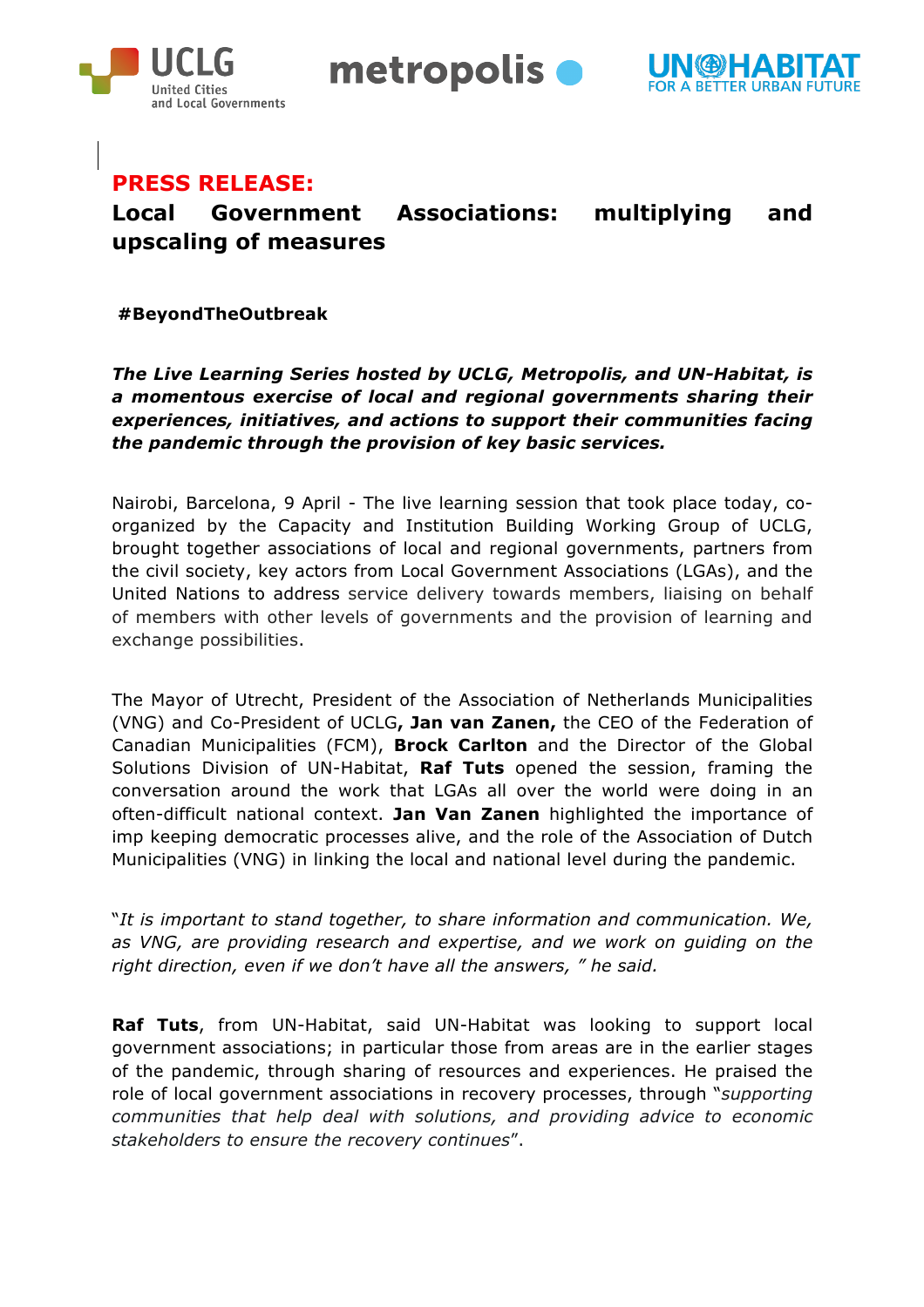**PRESS RELEASE:**

# Local Government Associations: multiplying and upscaling of measures

**#BeyondTheOutbreak**

***The Live Learning Series hosted by UCLG, Metropolis, and UN-Habitat, is a momentous exercise of local and regional governments sharing their experiences, initiatives, and actions to support their communities facing the pandemic through the provision of key basic services.***

Nairobi, Barcelona, 9 April - The live learning session that took place today, co-organized by the Capacity and Institution Building Working Group of UCLG, brought together associations of local and regional governments, partners from the civil society, key actors from Local Government Associations (LGAs), and the United Nations to address service delivery towards members, liaising on behalf of members with other levels of governments and the provision of learning and exchange possibilities.

The Mayor of Utrecht, President of the Association of Netherlands Municipalities (VNG) and Co-President of UCLG**, Jan van Zanen,** the CEO of the Federation of Canadian Municipalities (FCM), **Brock Carlton** and the Director of the Global Solutions Division of UN-Habitat, **Raf Tuts** opened the session, framing the conversation around the work that LGAs all over the world were doing in an often-difficult national context. **Jan Van Zanen** highlighted the importance of imp keeping democratic processes alive, and the role of the Association of Dutch Municipalities (VNG) in linking the local and national level during the pandemic.

"*It is important to stand together, to share information and communication. We, as VNG, are providing research and expertise, and we work on guiding on the right direction, even if we don't have all the answers, " he said.*

**Raf Tuts**, from UN-Habitat, said UN-Habitat was looking to support local government associations; in particular those from areas are in the earlier stages of the pandemic, through sharing of resources and experiences. He praised the role of local government associations in recovery processes, through "*supporting communities that help deal with solutions, and providing advice to economic stakeholders to ensure the recovery continues*".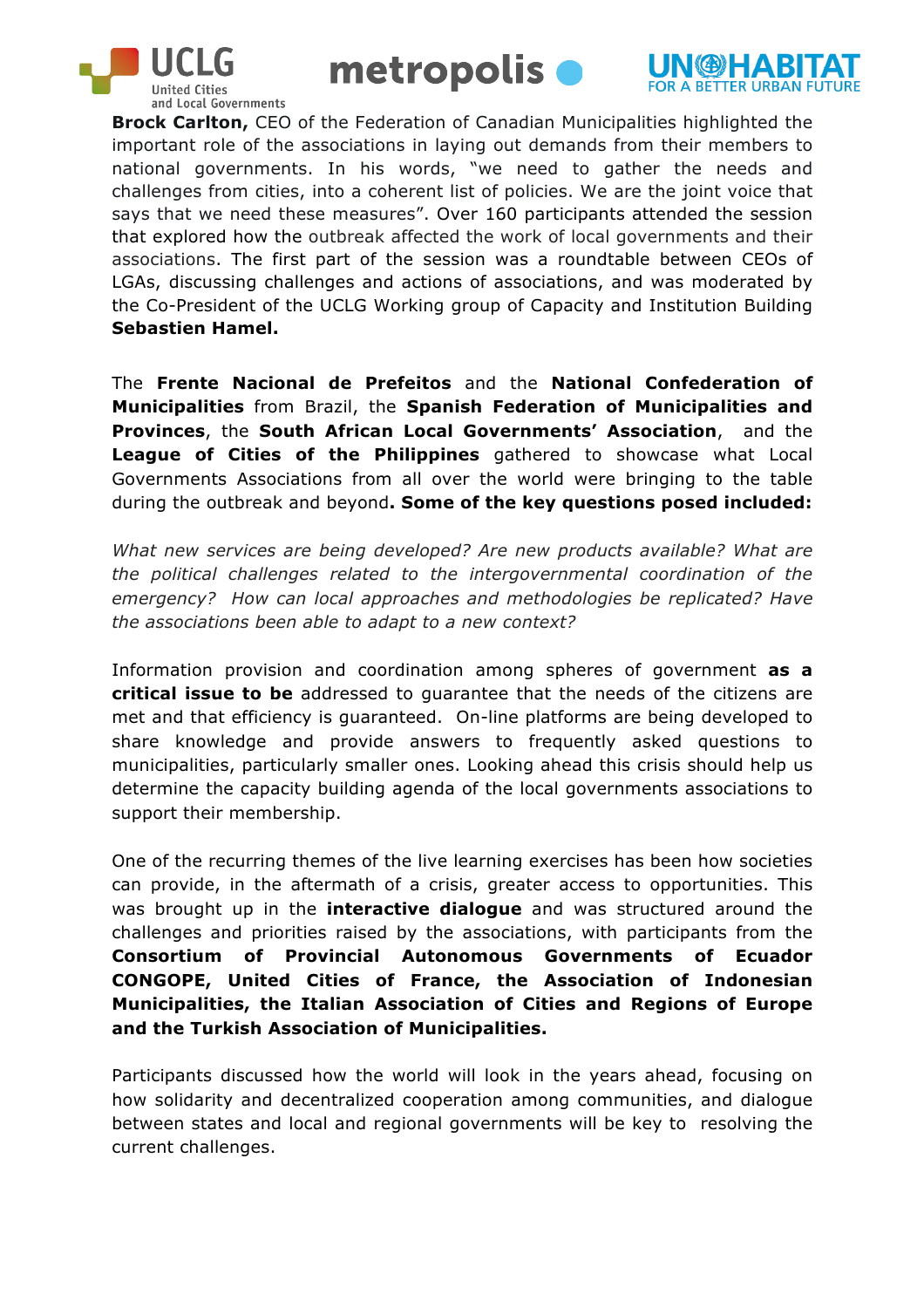**Brock Carlton,** CEO of the Federation of Canadian Municipalities highlighted the important role of the associations in laying out demands from their members to national governments. In his words, "we need to gather the needs and challenges from cities, into a coherent list of policies. We are the joint voice that says that we need these measures". Over 160 participants attended the session that explored how the outbreak affected the work of local governments and their associations. The first part of the session was a roundtable between CEOs of LGAs, discussing challenges and actions of associations, and was moderated by the Co-President of the UCLG Working group of Capacity and Institution Building **Sebastien Hamel.**

The **Frente Nacional de Prefeitos** and the **National Confederation of Municipalities** from Brazil, the **Spanish Federation of Municipalities and Provinces**, the **South African Local Governments' Association**, and the **League of Cities of the Philippines** gathered to showcase what Local Governments Associations from all over the world were bringing to the table during the outbreak and beyond**. Some of the key questions posed included:**

*What new services are being developed? Are new products available? What are the political challenges related to the intergovernmental coordination of the emergency? How can local approaches and methodologies be replicated? Have the associations been able to adapt to a new context?*

Information provision and coordination among spheres of government **as a critical issue to be** addressed to guarantee that the needs of the citizens are met and that efficiency is guaranteed. On-line platforms are being developed to share knowledge and provide answers to frequently asked questions to municipalities, particularly smaller ones. Looking ahead this crisis should help us determine the capacity building agenda of the local governments associations to support their membership.

One of the recurring themes of the live learning exercises has been how societies can provide, in the aftermath of a crisis, greater access to opportunities. This was brought up in the **interactive dialogue** and was structured around the challenges and priorities raised by the associations, with participants from the **Consortium of Provincial Autonomous Governments of Ecuador CONGOPE, United Cities of France, the Association of Indonesian Municipalities, the Italian Association of Cities and Regions of Europe and the Turkish Association of Municipalities.**

Participants discussed how the world will look in the years ahead, focusing on how solidarity and decentralized cooperation among communities, and dialogue between states and local and regional governments will be key to resolving the current challenges.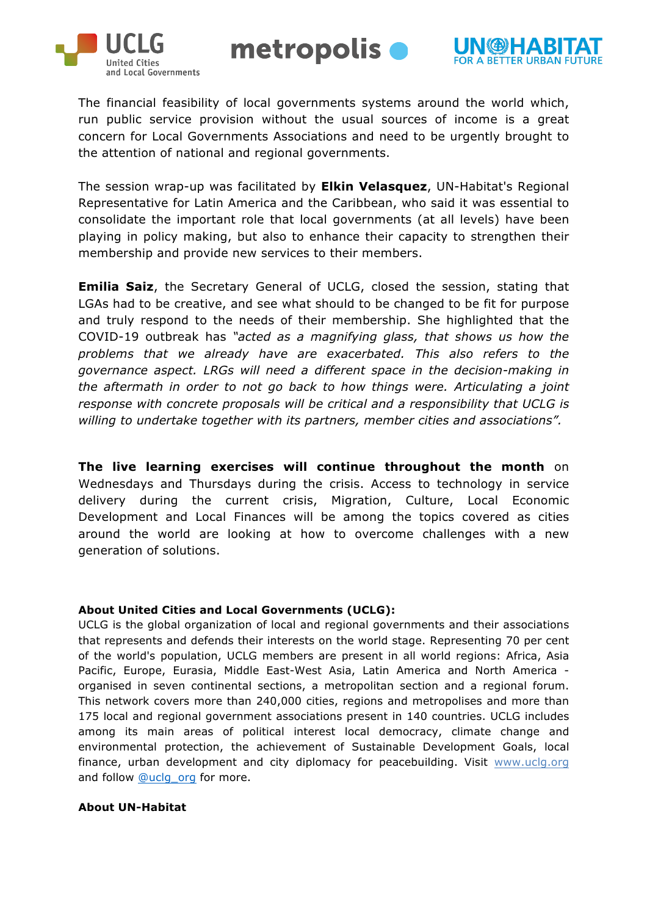The financial feasibility of local governments systems around the world which, run public service provision without the usual sources of income is a great concern for Local Governments Associations and need to be urgently brought to the attention of national and regional governments.

The session wrap-up was facilitated by **Elkin Velasquez**, UN-Habitat's Regional Representative for Latin America and the Caribbean, who said it was essential to consolidate the important role that local governments (at all levels) have been playing in policy making, but also to enhance their capacity to strengthen their membership and provide new services to their members.

**Emilia Saiz**, the Secretary General of UCLG, closed the session, stating that LGAs had to be creative, and see what should to be changed to be fit for purpose and truly respond to the needs of their membership. She highlighted that the COVID-19 outbreak has *"acted as a magnifying glass, that shows us how the problems that we already have are exacerbated. This also refers to the governance aspect. LRGs will need a different space in the decision-making in the aftermath in order to not go back to how things were. Articulating a joint response with concrete proposals will be critical and a responsibility that UCLG is willing to undertake together with its partners, member cities and associations".*

**The live learning exercises will continue throughout the month** on Wednesdays and Thursdays during the crisis. Access to technology in service delivery during the current crisis, Migration, Culture, Local Economic Development and Local Finances will be among the topics covered as cities around the world are looking at how to overcome challenges with a new generation of solutions.

**About United Cities and Local Governments (UCLG):**

UCLG is the global organization of local and regional governments and their associations that represents and defends their interests on the world stage. Representing 70 per cent of the world's population, UCLG members are present in all world regions: Africa, Asia Pacific, Europe, Eurasia, Middle East-West Asia, Latin America and North America - organised in seven continental sections, a metropolitan section and a regional forum. This network covers more than 240,000 cities, regions and metropolises and more than 175 local and regional government associations present in 140 countries. UCLG includes among its main areas of political interest local democracy, climate change and environmental protection, the achievement of Sustainable Development Goals, local finance, urban development and city diplomacy for peacebuilding. Visit [www.uclg.org](www.uclg.org) and follow [@uclg_org](@uclg_org) for more.

**About UN-Habitat**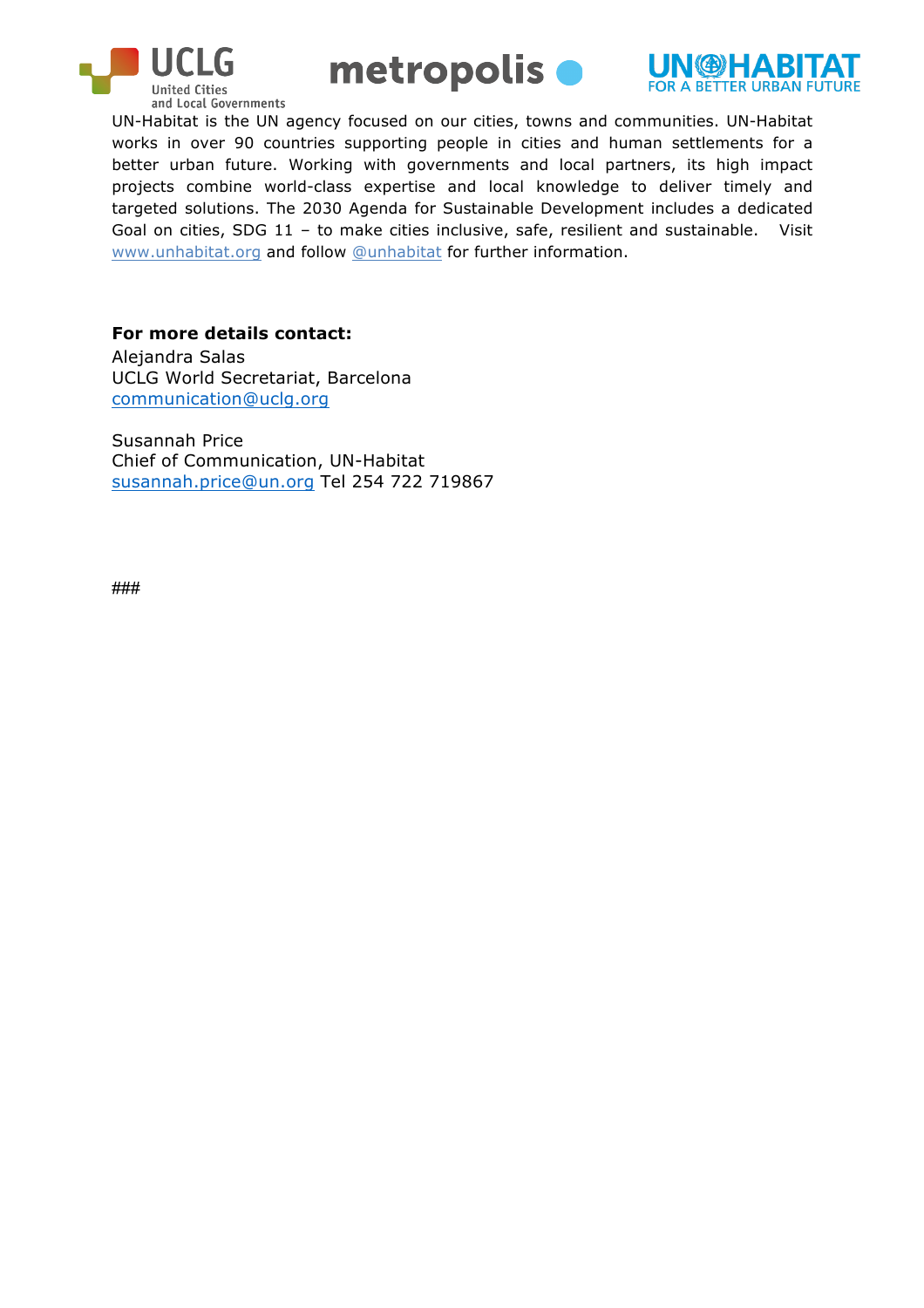UN-Habitat is the UN agency focused on our cities, towns and communities. UN-Habitat works in over 90 countries supporting people in cities and human settlements for a better urban future. Working with governments and local partners, its high impact projects combine world-class expertise and local knowledge to deliver timely and targeted solutions. The 2030 Agenda for Sustainable Development includes a dedicated Goal on cities, SDG 11 – to make cities inclusive, safe, resilient and sustainable. Visit www.unhabitat.org and follow @unhabitat for further information.

**For more details contact:**
Alejandra Salas
UCLG World Secretariat, Barcelona
communication@uclg.org

Susannah Price
Chief of Communication, UN-Habitat
susannah.price@un.org Tel 254 722 719867

###